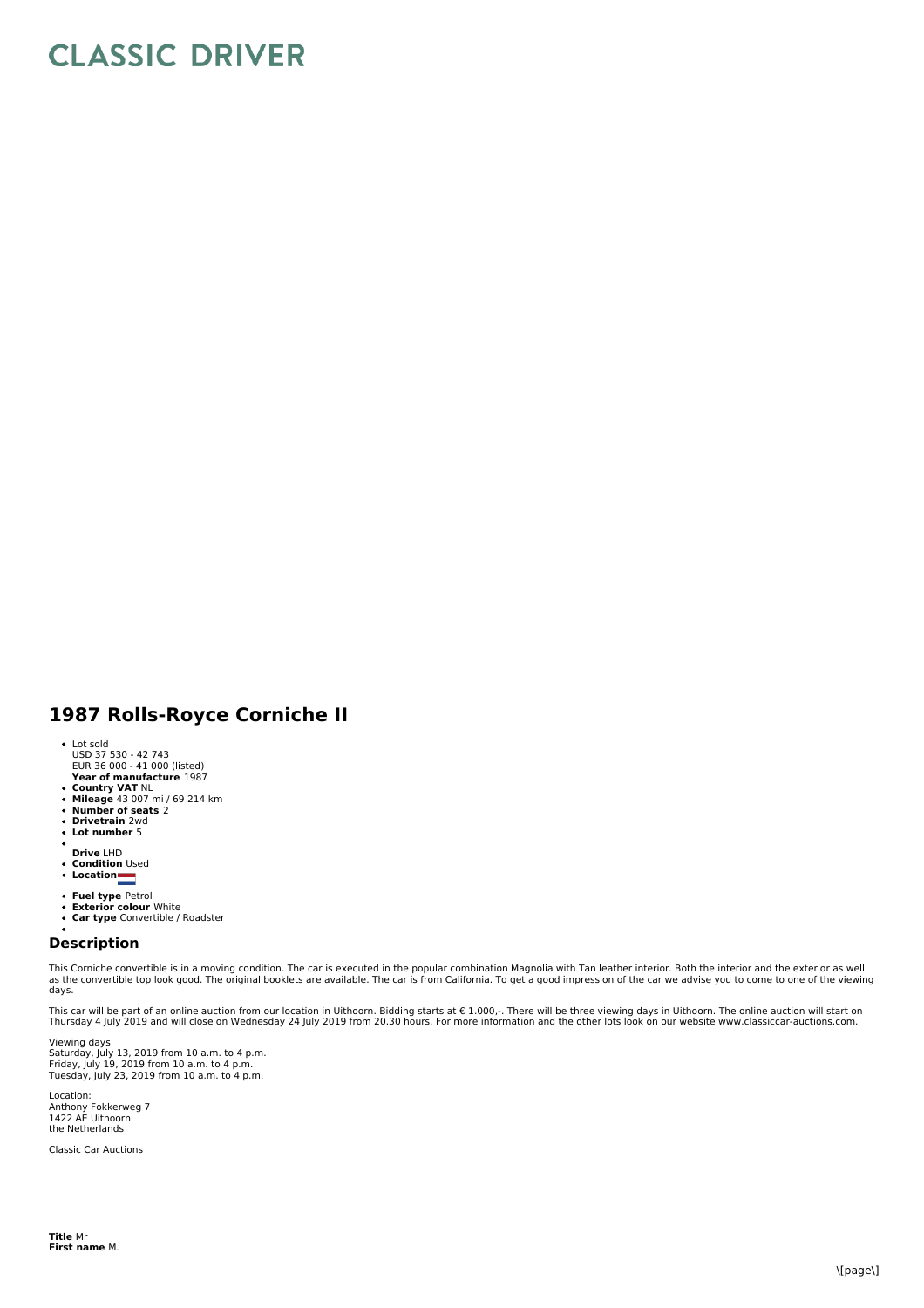# CLASSIC DRIVER

## 1987 Rolls-Royce Corniche II

- Lot sold
  USD 37 530 - 42 743
  EUR 36 000 - 41 000 (listed)
- **Year of manufacture** 1987
- **Country VAT** NL
- **Mileage** 43 007 mi / 69 214 km
- **Number of seats** 2
- **Drivetrain** 2wd
- **Lot number** 5
- **Drive** LHD
- **Condition** Used
- **Location**
- **Fuel type** Petrol
- **Exterior colour** White
- **Car type** Convertible / Roadster

### Description

This Corniche convertible is in a moving condition. The car is executed in the popular combination Magnolia with Tan leather interior. Both the interior and the exterior as well as the convertible top look good. The original booklets are available. The car is from California. To get a good impression of the car we advise you to come to one of the viewing days.

This car will be part of an online auction from our location in Uithoorn. Bidding starts at € 1.000,-. There will be three viewing days in Uithoorn. The online auction will start on Thursday 4 July 2019 and will close on Wednesday 24 July 2019 from 20.30 hours. For more information and the other lots look on our website www.classiccar-auctions.com.

Viewing days
Saturday, July 13, 2019 from 10 a.m. to 4 p.m.
Friday, July 19, 2019 from 10 a.m. to 4 p.m.
Tuesday, July 23, 2019 from 10 a.m. to 4 p.m.

Location:
Anthony Fokkerweg 7
1422 AE Uithoorn
the Netherlands

Classic Car Auctions

**Title** Mr
**First name** M.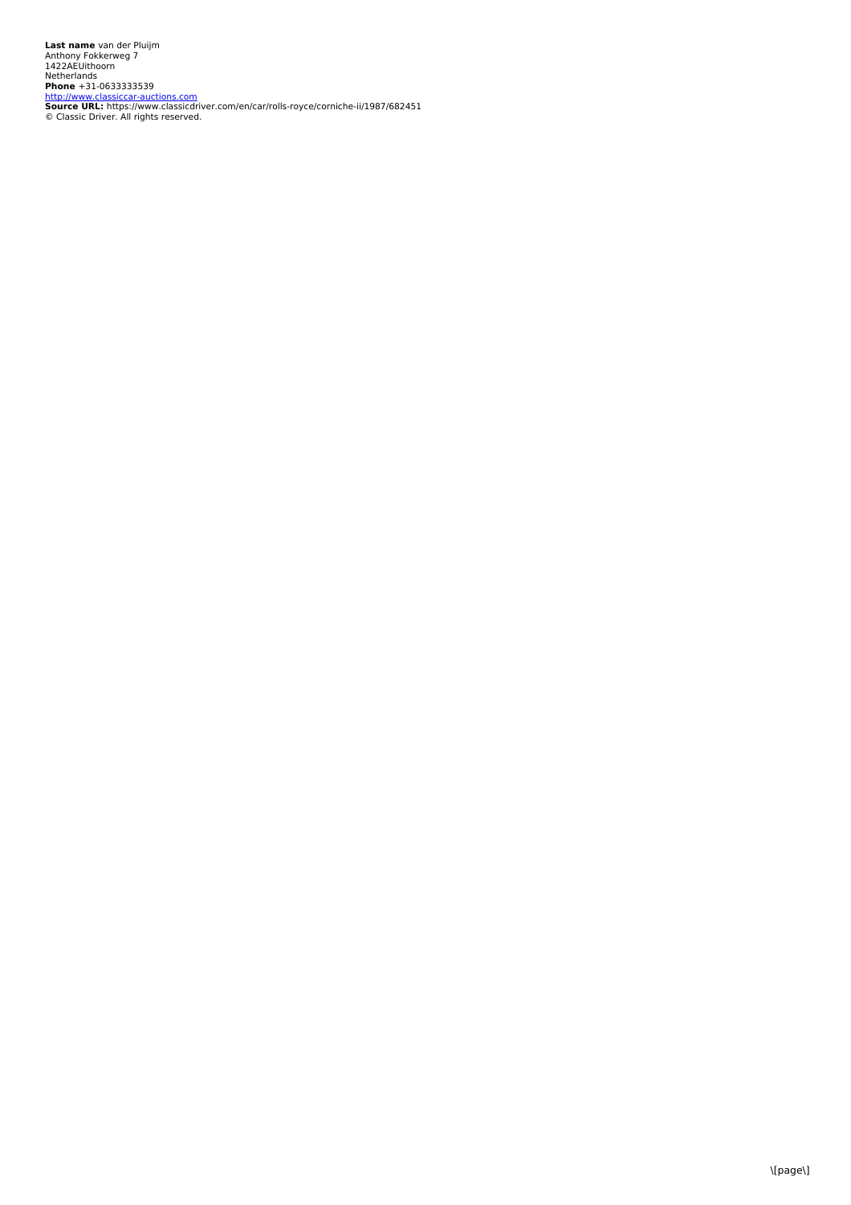**Last name** van der Pluijm
Anthony Fokkerweg 7
1422AEUithoorn
Netherlands
**Phone** +31-0633333539
[http://www.classiccar-auctions.com](http://www.classiccar-auctions.com)
**Source URL:** https://www.classicdriver.com/en/car/rolls-royce/corniche-ii/1987/682451
© Classic Driver. All rights reserved.